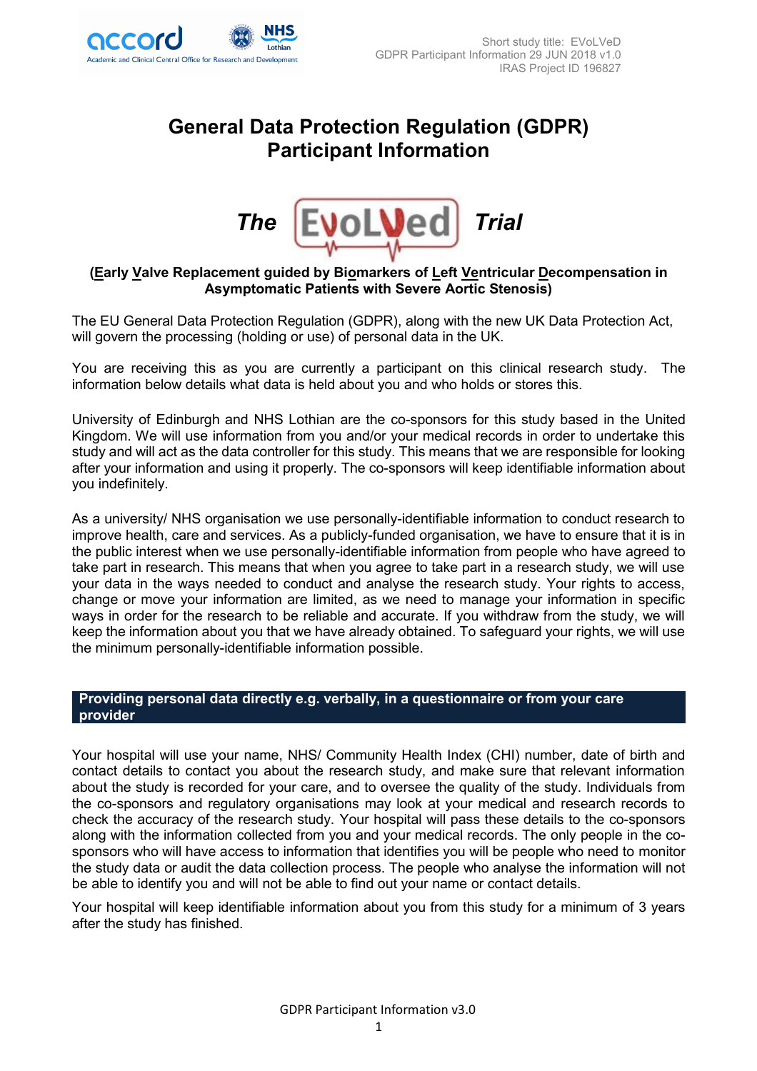# General Data Protection Regulation (GDPR) Participant Information

## *The* EvoLVed *Trial*

**(Early Valve Replacement guided by Biomarkers of Left Ventricular Decompensation in Asymptomatic Patients with Severe Aortic Stenosis)**

The EU General Data Protection Regulation (GDPR), along with the new UK Data Protection Act, will govern the processing (holding or use) of personal data in the UK.

You are receiving this as you are currently a participant on this clinical research study. The information below details what data is held about you and who holds or stores this.

University of Edinburgh and NHS Lothian are the co-sponsors for this study based in the United Kingdom. We will use information from you and/or your medical records in order to undertake this study and will act as the data controller for this study. This means that we are responsible for looking after your information and using it properly. The co-sponsors will keep identifiable information about you indefinitely.

As a university/ NHS organisation we use personally-identifiable information to conduct research to improve health, care and services. As a publicly-funded organisation, we have to ensure that it is in the public interest when we use personally-identifiable information from people who have agreed to take part in research. This means that when you agree to take part in a research study, we will use your data in the ways needed to conduct and analyse the research study. Your rights to access, change or move your information are limited, as we need to manage your information in specific ways in order for the research to be reliable and accurate. If you withdraw from the study, we will keep the information about you that we have already obtained. To safeguard your rights, we will use the minimum personally-identifiable information possible.

## Providing personal data directly e.g. verbally, in a questionnaire or from your care provider

Your hospital will use your name, NHS/ Community Health Index (CHI) number, date of birth and contact details to contact you about the research study, and make sure that relevant information about the study is recorded for your care, and to oversee the quality of the study. Individuals from the co-sponsors and regulatory organisations may look at your medical and research records to check the accuracy of the research study. Your hospital will pass these details to the co-sponsors along with the information collected from you and your medical records. The only people in the co-sponsors who will have access to information that identifies you will be people who need to monitor the study data or audit the data collection process. The people who analyse the information will not be able to identify you and will not be able to find out your name or contact details.

Your hospital will keep identifiable information about you from this study for a minimum of 3 years after the study has finished.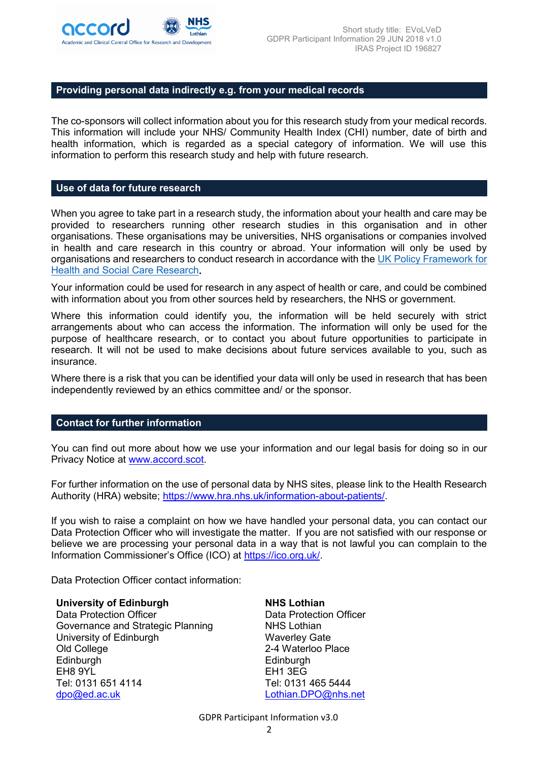## Providing personal data indirectly e.g. from your medical records

The co-sponsors will collect information about you for this research study from your medical records. This information will include your NHS/ Community Health Index (CHI) number, date of birth and health information, which is regarded as a special category of information. We will use this information to perform this research study and help with future research.

## Use of data for future research

When you agree to take part in a research study, the information about your health and care may be provided to researchers running other research studies in this organisation and in other organisations. These organisations may be universities, NHS organisations or companies involved in health and care research in this country or abroad. Your information will only be used by organisations and researchers to conduct research in accordance with the UK Policy Framework for Health and Social Care Research.

Your information could be used for research in any aspect of health or care, and could be combined with information about you from other sources held by researchers, the NHS or government.

Where this information could identify you, the information will be held securely with strict arrangements about who can access the information. The information will only be used for the purpose of healthcare research, or to contact you about future opportunities to participate in research. It will not be used to make decisions about future services available to you, such as insurance.

Where there is a risk that you can be identified your data will only be used in research that has been independently reviewed by an ethics committee and/ or the sponsor.

## Contact for further information

You can find out more about how we use your information and our legal basis for doing so in our Privacy Notice at www.accord.scot.

For further information on the use of personal data by NHS sites, please link to the Health Research Authority (HRA) website; https://www.hra.nhs.uk/information-about-patients/.

If you wish to raise a complaint on how we have handled your personal data, you can contact our Data Protection Officer who will investigate the matter. If you are not satisfied with our response or believe we are processing your personal data in a way that is not lawful you can complain to the Information Commissioner's Office (ICO) at https://ico.org.uk/.

Data Protection Officer contact information:

**University of Edinburgh**
Data Protection Officer
Governance and Strategic Planning
University of Edinburgh
Old College
Edinburgh
EH8 9YL
Tel: 0131 651 4114
dpo@ed.ac.uk

**NHS Lothian**
Data Protection Officer
NHS Lothian
Waverley Gate
2-4 Waterloo Place
Edinburgh
EH1 3EG
Tel: 0131 465 5444
Lothian.DPO@nhs.net